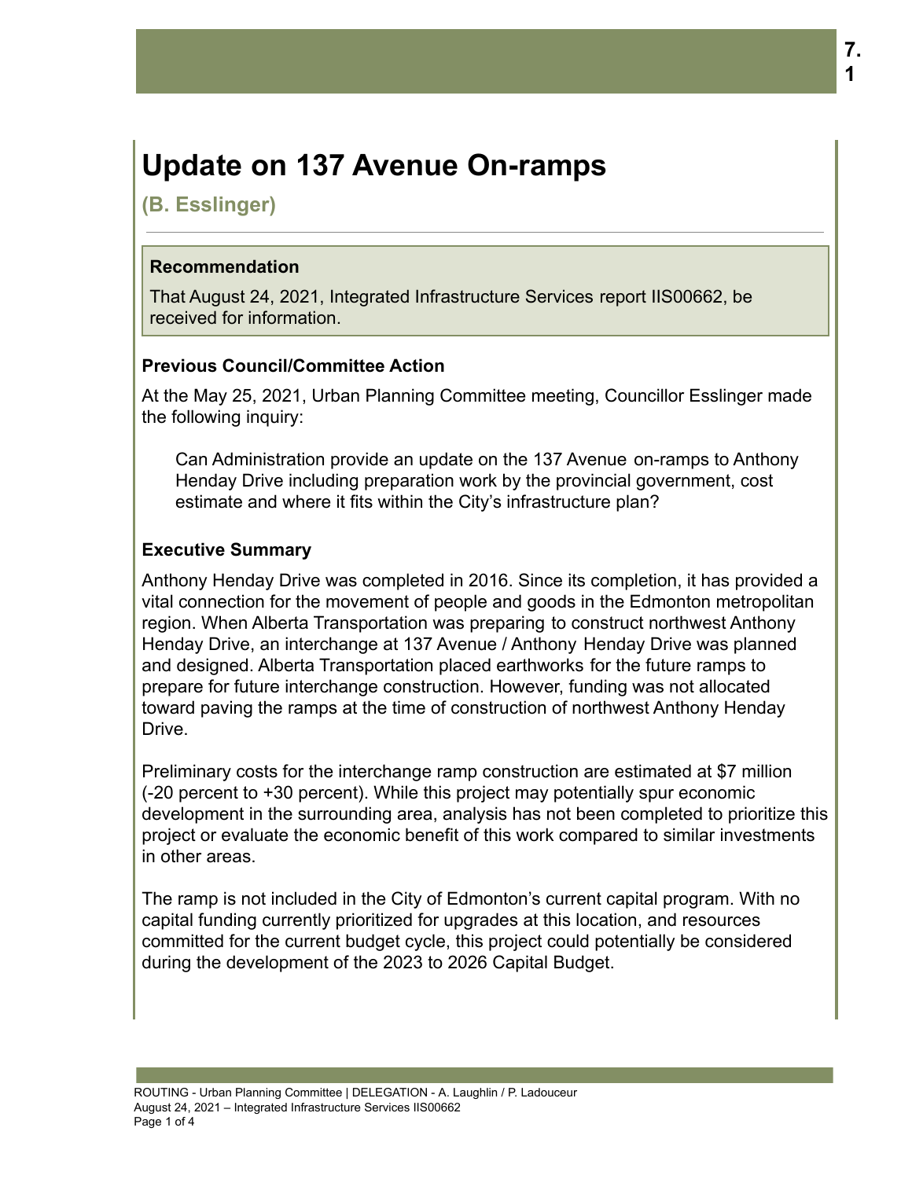# Update on 137 Avenue On-ramps

**(B. Esslinger)**

### Recommendation

That August 24, 2021, Integrated Infrastructure Services report IIS00662, be received for information.

### Previous Council/Committee Action

At the May 25, 2021, Urban Planning Committee meeting, Councillor Esslinger made the following inquiry:

> Can Administration provide an update on the 137 Avenue on-ramps to Anthony Henday Drive including preparation work by the provincial government, cost estimate and where it fits within the City's infrastructure plan?

### Executive Summary

Anthony Henday Drive was completed in 2016. Since its completion, it has provided a vital connection for the movement of people and goods in the Edmonton metropolitan region. When Alberta Transportation was preparing to construct northwest Anthony Henday Drive, an interchange at 137 Avenue / Anthony Henday Drive was planned and designed. Alberta Transportation placed earthworks for the future ramps to prepare for future interchange construction. However, funding was not allocated toward paving the ramps at the time of construction of northwest Anthony Henday Drive.

Preliminary costs for the interchange ramp construction are estimated at $7 million (-20 percent to +30 percent). While this project may potentially spur economic development in the surrounding area, analysis has not been completed to prioritize this project or evaluate the economic benefit of this work compared to similar investments in other areas.

The ramp is not included in the City of Edmonton's current capital program. With no capital funding currently prioritized for upgrades at this location, and resources committed for the current budget cycle, this project could potentially be considered during the development of the 2023 to 2026 Capital Budget.

ROUTING - Urban Planning Committee | DELEGATION - A. Laughlin / P. Ladouceur
August 24, 2021 – Integrated Infrastructure Services IIS00662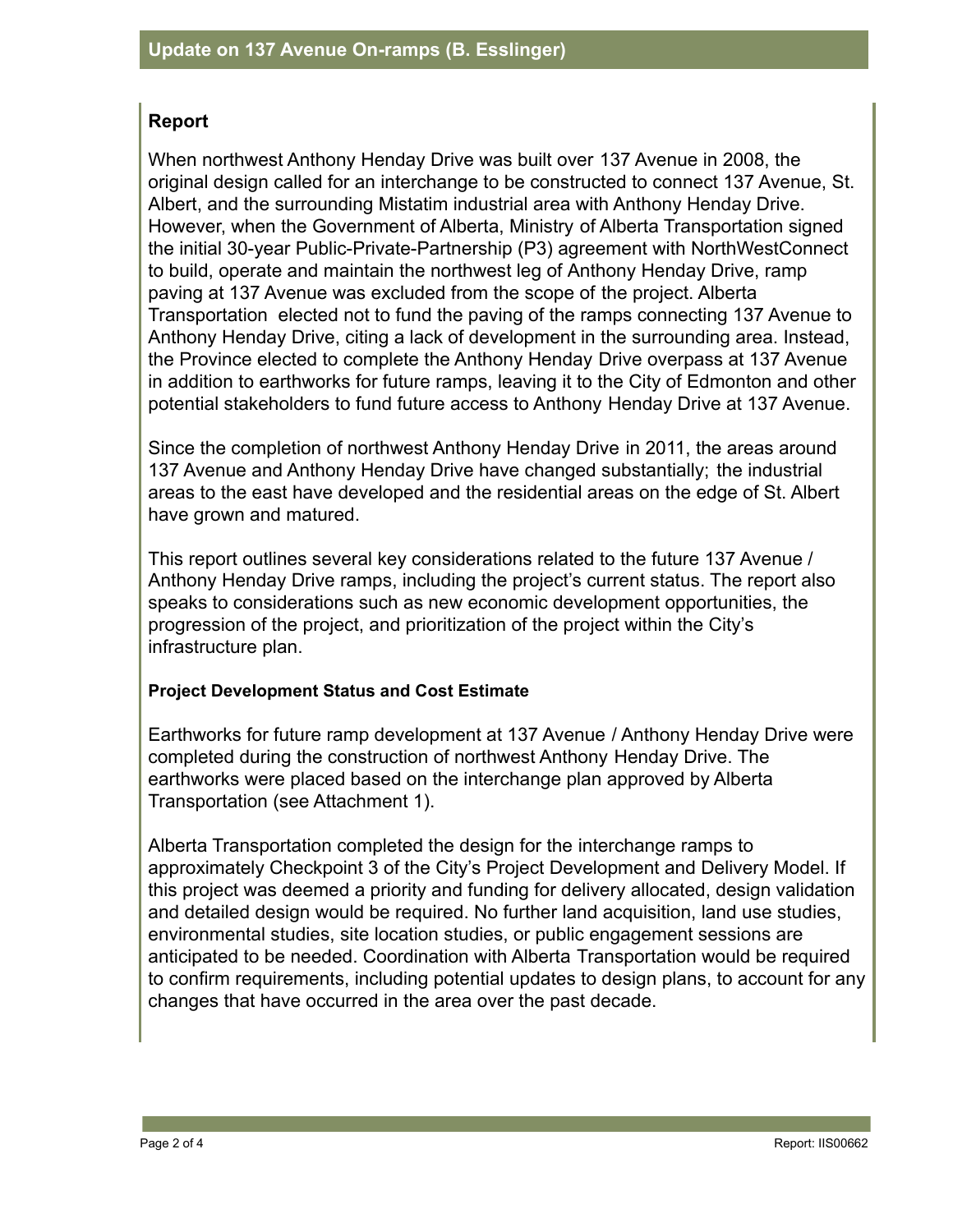## Update on 137 Avenue On-ramps (B. Esslinger)

### Report

When northwest Anthony Henday Drive was built over 137 Avenue in 2008, the original design called for an interchange to be constructed to connect 137 Avenue, St. Albert, and the surrounding Mistatim industrial area with Anthony Henday Drive. However, when the Government of Alberta, Ministry of Alberta Transportation signed the initial 30-year Public-Private-Partnership (P3) agreement with NorthWestConnect to build, operate and maintain the northwest leg of Anthony Henday Drive, ramp paving at 137 Avenue was excluded from the scope of the project. Alberta Transportation elected not to fund the paving of the ramps connecting 137 Avenue to Anthony Henday Drive, citing a lack of development in the surrounding area. Instead, the Province elected to complete the Anthony Henday Drive overpass at 137 Avenue in addition to earthworks for future ramps, leaving it to the City of Edmonton and other potential stakeholders to fund future access to Anthony Henday Drive at 137 Avenue.

Since the completion of northwest Anthony Henday Drive in 2011, the areas around 137 Avenue and Anthony Henday Drive have changed substantially; the industrial areas to the east have developed and the residential areas on the edge of St. Albert have grown and matured.

This report outlines several key considerations related to the future 137 Avenue / Anthony Henday Drive ramps, including the project's current status. The report also speaks to considerations such as new economic development opportunities, the progression of the project, and prioritization of the project within the City's infrastructure plan.

#### Project Development Status and Cost Estimate

Earthworks for future ramp development at 137 Avenue / Anthony Henday Drive were completed during the construction of northwest Anthony Henday Drive. The earthworks were placed based on the interchange plan approved by Alberta Transportation (see Attachment 1).

Alberta Transportation completed the design for the interchange ramps to approximately Checkpoint 3 of the City's Project Development and Delivery Model. If this project was deemed a priority and funding for delivery allocated, design validation and detailed design would be required. No further land acquisition, land use studies, environmental studies, site location studies, or public engagement sessions are anticipated to be needed. Coordination with Alberta Transportation would be required to confirm requirements, including potential updates to design plans, to account for any changes that have occurred in the area over the past decade.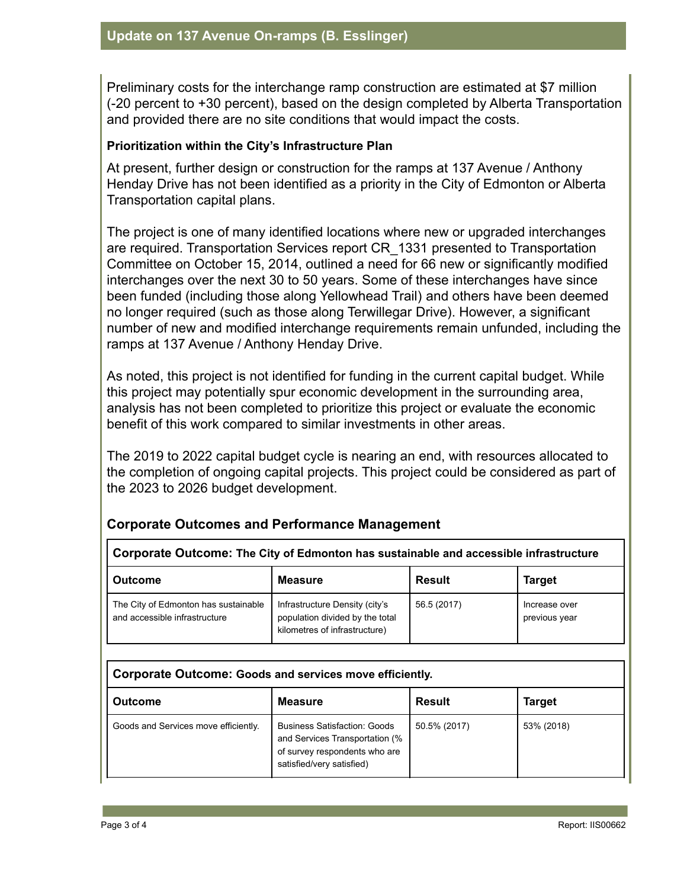Preliminary costs for the interchange ramp construction are estimated at $7 million (-20 percent to +30 percent), based on the design completed by Alberta Transportation and provided there are no site conditions that would impact the costs.

**Prioritization within the City's Infrastructure Plan**

At present, further design or construction for the ramps at 137 Avenue / Anthony Henday Drive has not been identified as a priority in the City of Edmonton or Alberta Transportation capital plans.

The project is one of many identified locations where new or upgraded interchanges are required. Transportation Services report CR_1331 presented to Transportation Committee on October 15, 2014, outlined a need for 66 new or significantly modified interchanges over the next 30 to 50 years. Some of these interchanges have since been funded (including those along Yellowhead Trail) and others have been deemed no longer required (such as those along Terwillegar Drive). However, a significant number of new and modified interchange requirements remain unfunded, including the ramps at 137 Avenue / Anthony Henday Drive.

As noted, this project is not identified for funding in the current capital budget. While this project may potentially spur economic development in the surrounding area, analysis has not been completed to prioritize this project or evaluate the economic benefit of this work compared to similar investments in other areas.

The 2019 to 2022 capital budget cycle is nearing an end, with resources allocated to the completion of ongoing capital projects. This project could be considered as part of the 2023 to 2026 budget development.

## Corporate Outcomes and Performance Management

| **Corporate Outcome:** The City of Edmonton has sustainable and accessible infrastructure | | | |
|---|---|---|---|
| **Outcome** | **Measure** | **Result** | **Target** |
| The City of Edmonton has sustainable and accessible infrastructure | Infrastructure Density (city's population divided by the total kilometres of infrastructure) | 56.5 (2017) | Increase over previous year |

| **Corporate Outcome:** Goods and services move efficiently. | | | |
|---|---|---|---|
| **Outcome** | **Measure** | **Result** | **Target** |
| Goods and Services move efficiently. | Business Satisfaction: Goods and Services Transportation (% of survey respondents who are satisfied/very satisfied) | 50.5% (2017) | 53% (2018) |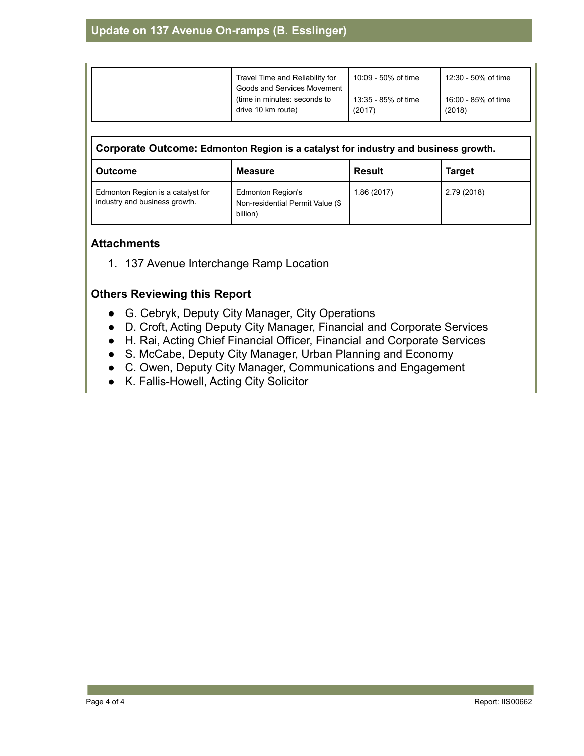| | | | |
|---|---|---|---|
| | Travel Time and Reliability for Goods and Services Movement (time in minutes: seconds to drive 10 km route) | 10:09 - 50% of time<br><br>13:35 - 85% of time (2017) | 12:30 - 50% of time<br><br>16:00 - 85% of time (2018) |

| **Corporate Outcome: Edmonton Region is a catalyst for industry and business growth.** | | | |
|---|---|---|---|
| **Outcome** | **Measure** | **Result** | **Target** |
| Edmonton Region is a catalyst for industry and business growth. | Edmonton Region's Non-residential Permit Value ($ billion) | 1.86 (2017) | 2.79 (2018) |

## Attachments

1. 137 Avenue Interchange Ramp Location

## Others Reviewing this Report

- G. Cebryk, Deputy City Manager, City Operations
- D. Croft, Acting Deputy City Manager, Financial and Corporate Services
- H. Rai, Acting Chief Financial Officer, Financial and Corporate Services
- S. McCabe, Deputy City Manager, Urban Planning and Economy
- C. Owen, Deputy City Manager, Communications and Engagement
- K. Fallis-Howell, Acting City Solicitor